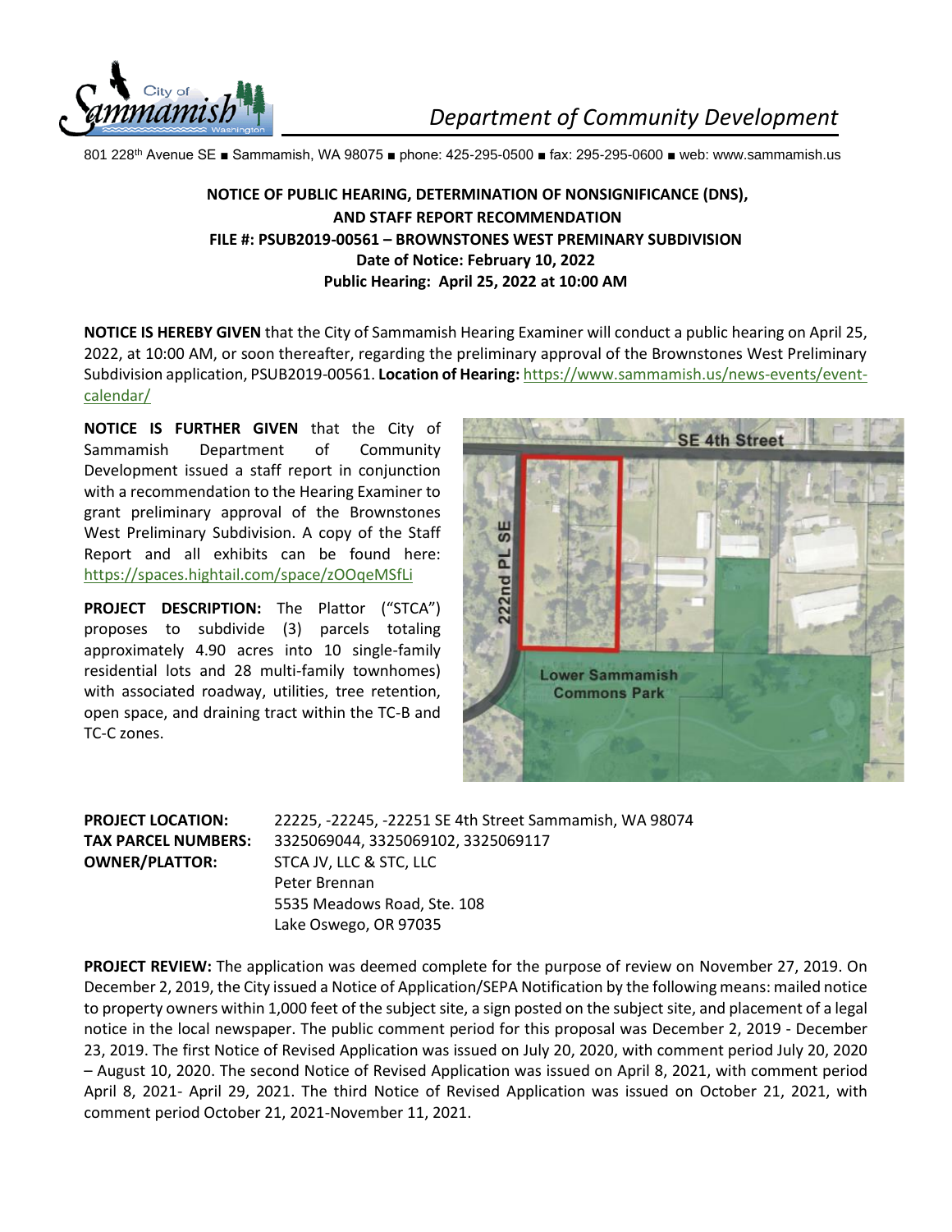City of Sammamish Washington

*Department of Community Development*

801 228th Avenue SE ■ Sammamish, WA 98075 ■ phone: 425-295-0500 ■ fax: 295-295-0600 ■ web: www.sammamish.us

**NOTICE OF PUBLIC HEARING, DETERMINATION OF NONSIGNIFICANCE (DNS), AND STAFF REPORT RECOMMENDATION**
**FILE #: PSUB2019-00561 – BROWNSTONES WEST PREMINARY SUBDIVISION**
**Date of Notice: February 10, 2022**
**Public Hearing: April 25, 2022 at 10:00 AM**

**NOTICE IS HEREBY GIVEN** that the City of Sammamish Hearing Examiner will conduct a public hearing on April 25, 2022, at 10:00 AM, or soon thereafter, regarding the preliminary approval of the Brownstones West Preliminary Subdivision application, PSUB2019-00561. **Location of Hearing:** https://www.sammamish.us/news-events/event-calendar/

**NOTICE IS FURTHER GIVEN** that the City of Sammamish Department of Community Development issued a staff report in conjunction with a recommendation to the Hearing Examiner to grant preliminary approval of the Brownstones West Preliminary Subdivision. A copy of the Staff Report and all exhibits can be found here: https://spaces.hightail.com/space/zOOqeMSfLi

**PROJECT DESCRIPTION:** The Plattor ("STCA") proposes to subdivide (3) parcels totaling approximately 4.90 acres into 10 single-family residential lots and 28 multi-family townhomes) with associated roadway, utilities, tree retention, open space, and draining tract within the TC-B and TC-C zones.

SE 4th Street
222nd PL SE
Lower Sammamish Commons Park

**PROJECT LOCATION:** 22225, -22245, -22251 SE 4th Street Sammamish, WA 98074
**TAX PARCEL NUMBERS:** 3325069044, 3325069102, 3325069117
**OWNER/PLATTOR:** STCA JV, LLC & STC, LLC
Peter Brennan
5535 Meadows Road, Ste. 108
Lake Oswego, OR 97035

**PROJECT REVIEW:** The application was deemed complete for the purpose of review on November 27, 2019. On December 2, 2019, the City issued a Notice of Application/SEPA Notification by the following means: mailed notice to property owners within 1,000 feet of the subject site, a sign posted on the subject site, and placement of a legal notice in the local newspaper. The public comment period for this proposal was December 2, 2019 - December 23, 2019. The first Notice of Revised Application was issued on July 20, 2020, with comment period July 20, 2020 – August 10, 2020. The second Notice of Revised Application was issued on April 8, 2021, with comment period April 8, 2021- April 29, 2021. The third Notice of Revised Application was issued on October 21, 2021, with comment period October 21, 2021-November 11, 2021.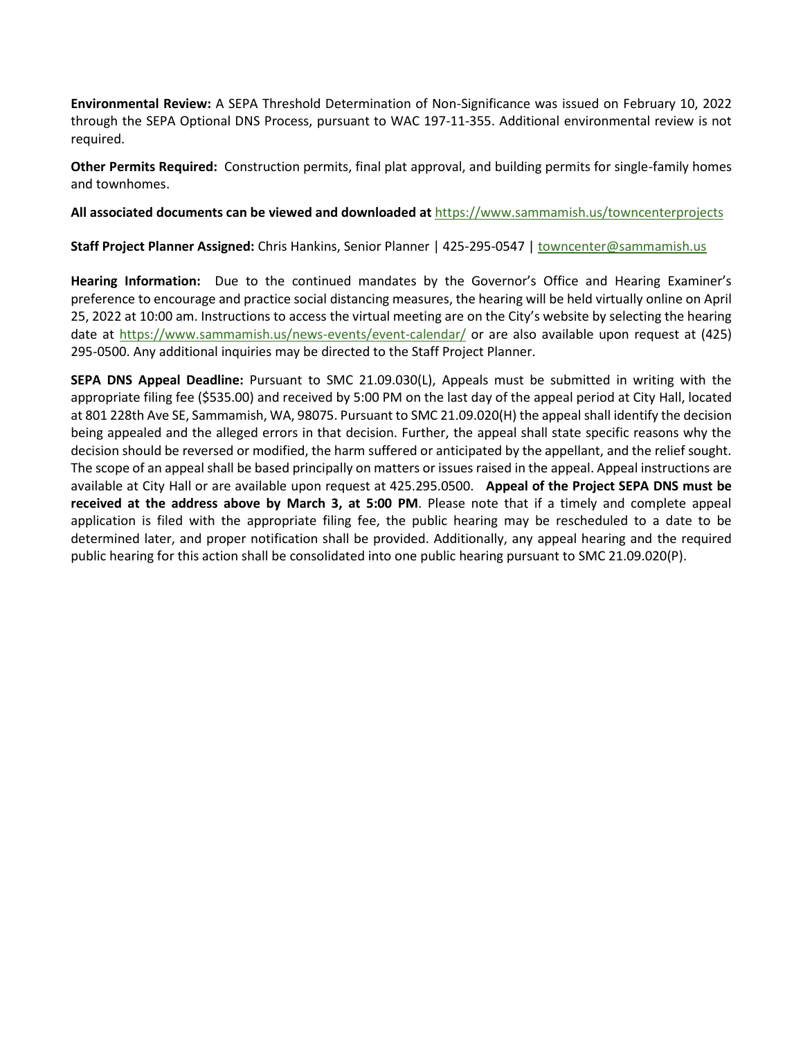**Environmental Review:** A SEPA Threshold Determination of Non-Significance was issued on February 10, 2022 through the SEPA Optional DNS Process, pursuant to WAC 197-11-355. Additional environmental review is not required.

**Other Permits Required:** Construction permits, final plat approval, and building permits for single-family homes and townhomes.

**All associated documents can be viewed and downloaded at** https://www.sammamish.us/towncenterprojects

**Staff Project Planner Assigned:** Chris Hankins, Senior Planner | 425-295-0547 | towncenter@sammamish.us

**Hearing Information:** Due to the continued mandates by the Governor's Office and Hearing Examiner's preference to encourage and practice social distancing measures, the hearing will be held virtually online on April 25, 2022 at 10:00 am. Instructions to access the virtual meeting are on the City's website by selecting the hearing date at https://www.sammamish.us/news-events/event-calendar/ or are also available upon request at (425) 295-0500. Any additional inquiries may be directed to the Staff Project Planner.

**SEPA DNS Appeal Deadline:** Pursuant to SMC 21.09.030(L), Appeals must be submitted in writing with the appropriate filing fee ($535.00) and received by 5:00 PM on the last day of the appeal period at City Hall, located at 801 228th Ave SE, Sammamish, WA, 98075. Pursuant to SMC 21.09.020(H) the appeal shall identify the decision being appealed and the alleged errors in that decision. Further, the appeal shall state specific reasons why the decision should be reversed or modified, the harm suffered or anticipated by the appellant, and the relief sought. The scope of an appeal shall be based principally on matters or issues raised in the appeal. Appeal instructions are available at City Hall or are available upon request at 425.295.0500. **Appeal of the Project SEPA DNS must be received at the address above by March 3, at 5:00 PM**. Please note that if a timely and complete appeal application is filed with the appropriate filing fee, the public hearing may be rescheduled to a date to be determined later, and proper notification shall be provided. Additionally, any appeal hearing and the required public hearing for this action shall be consolidated into one public hearing pursuant to SMC 21.09.020(P).